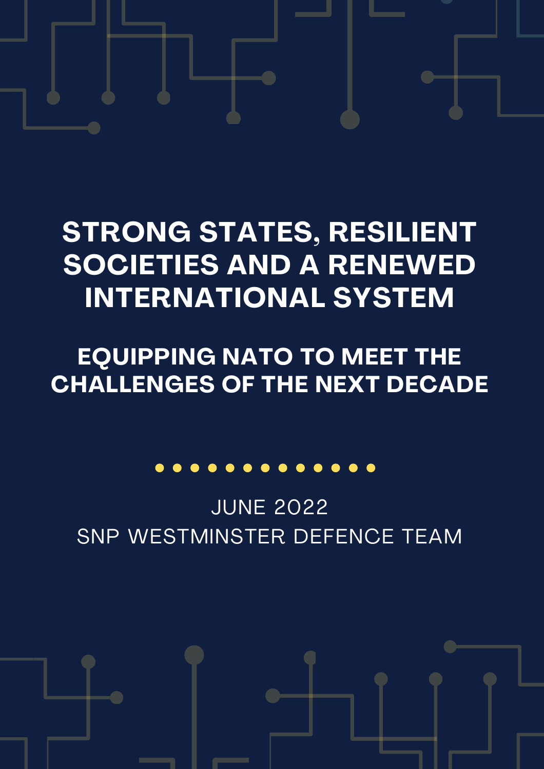# STRONG STATES, RESILIENT SOCIETIES AND A RENEWED INTERNATIONAL SYSTEM

## EQUIPPING NATO TO MEET THE CHALLENGES OF THE NEXT DECADE

JUNE 2022

SNP WESTMINSTER DEFENCE TEAM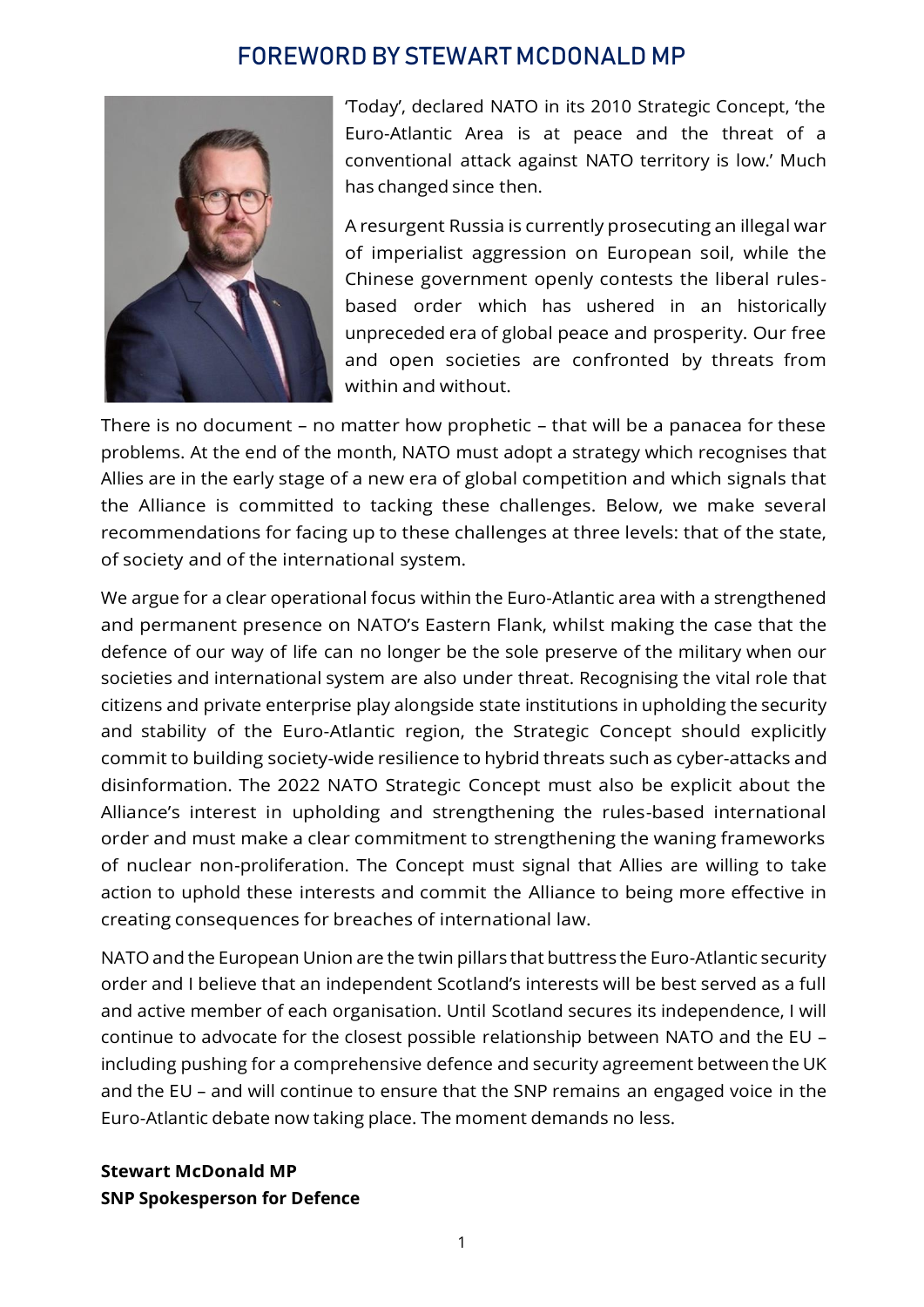# FOREWORD BY STEWART MCDONALD MP

'Today', declared NATO in its 2010 Strategic Concept, 'the Euro-Atlantic Area is at peace and the threat of a conventional attack against NATO territory is low.' Much has changed since then.

A resurgent Russia is currently prosecuting an illegal war of imperialist aggression on European soil, while the Chinese government openly contests the liberal rules-based order which has ushered in an historically unpreceded era of global peace and prosperity. Our free and open societies are confronted by threats from within and without.

There is no document – no matter how prophetic – that will be a panacea for these problems. At the end of the month, NATO must adopt a strategy which recognises that Allies are in the early stage of a new era of global competition and which signals that the Alliance is committed to tacking these challenges. Below, we make several recommendations for facing up to these challenges at three levels: that of the state, of society and of the international system.

We argue for a clear operational focus within the Euro-Atlantic area with a strengthened and permanent presence on NATO's Eastern Flank, whilst making the case that the defence of our way of life can no longer be the sole preserve of the military when our societies and international system are also under threat. Recognising the vital role that citizens and private enterprise play alongside state institutions in upholding the security and stability of the Euro-Atlantic region, the Strategic Concept should explicitly commit to building society-wide resilience to hybrid threats such as cyber-attacks and disinformation. The 2022 NATO Strategic Concept must also be explicit about the Alliance's interest in upholding and strengthening the rules-based international order and must make a clear commitment to strengthening the waning frameworks of nuclear non-proliferation. The Concept must signal that Allies are willing to take action to uphold these interests and commit the Alliance to being more effective in creating consequences for breaches of international law.

NATO and the European Union are the twin pillars that buttress the Euro-Atlantic security order and I believe that an independent Scotland's interests will be best served as a full and active member of each organisation. Until Scotland secures its independence, I will continue to advocate for the closest possible relationship between NATO and the EU – including pushing for a comprehensive defence and security agreement between the UK and the EU – and will continue to ensure that the SNP remains an engaged voice in the Euro-Atlantic debate now taking place. The moment demands no less.

**Stewart McDonald MP**
**SNP Spokesperson for Defence**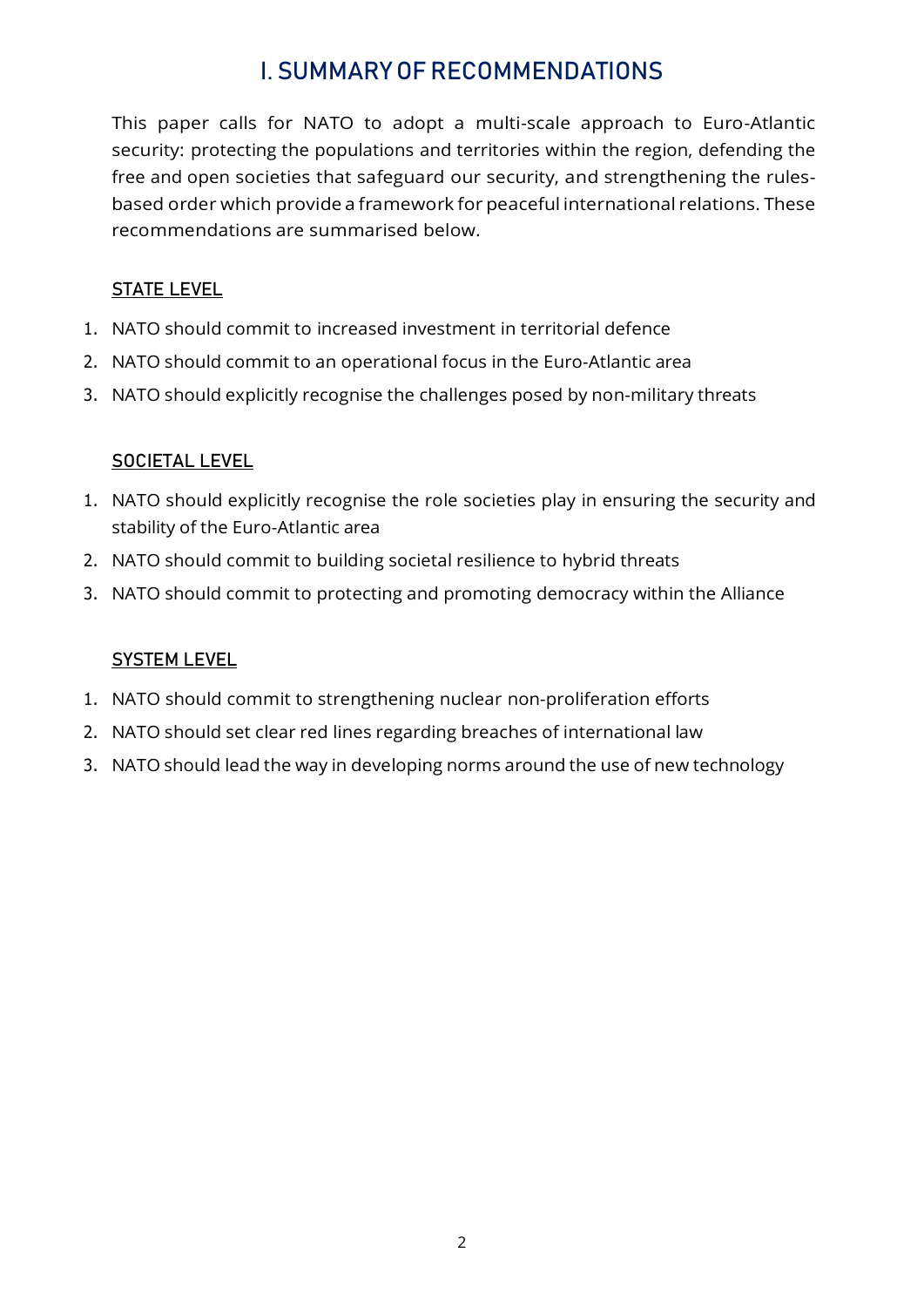# I. SUMMARY OF RECOMMENDATIONS

This paper calls for NATO to adopt a multi-scale approach to Euro-Atlantic security: protecting the populations and territories within the region, defending the free and open societies that safeguard our security, and strengthening the rules-based order which provide a framework for peaceful international relations. These recommendations are summarised below.

## STATE LEVEL

1. NATO should commit to increased investment in territorial defence
2. NATO should commit to an operational focus in the Euro-Atlantic area
3. NATO should explicitly recognise the challenges posed by non-military threats

## SOCIETAL LEVEL

1. NATO should explicitly recognise the role societies play in ensuring the security and stability of the Euro-Atlantic area
2. NATO should commit to building societal resilience to hybrid threats
3. NATO should commit to protecting and promoting democracy within the Alliance

## SYSTEM LEVEL

1. NATO should commit to strengthening nuclear non-proliferation efforts
2. NATO should set clear red lines regarding breaches of international law
3. NATO should lead the way in developing norms around the use of new technology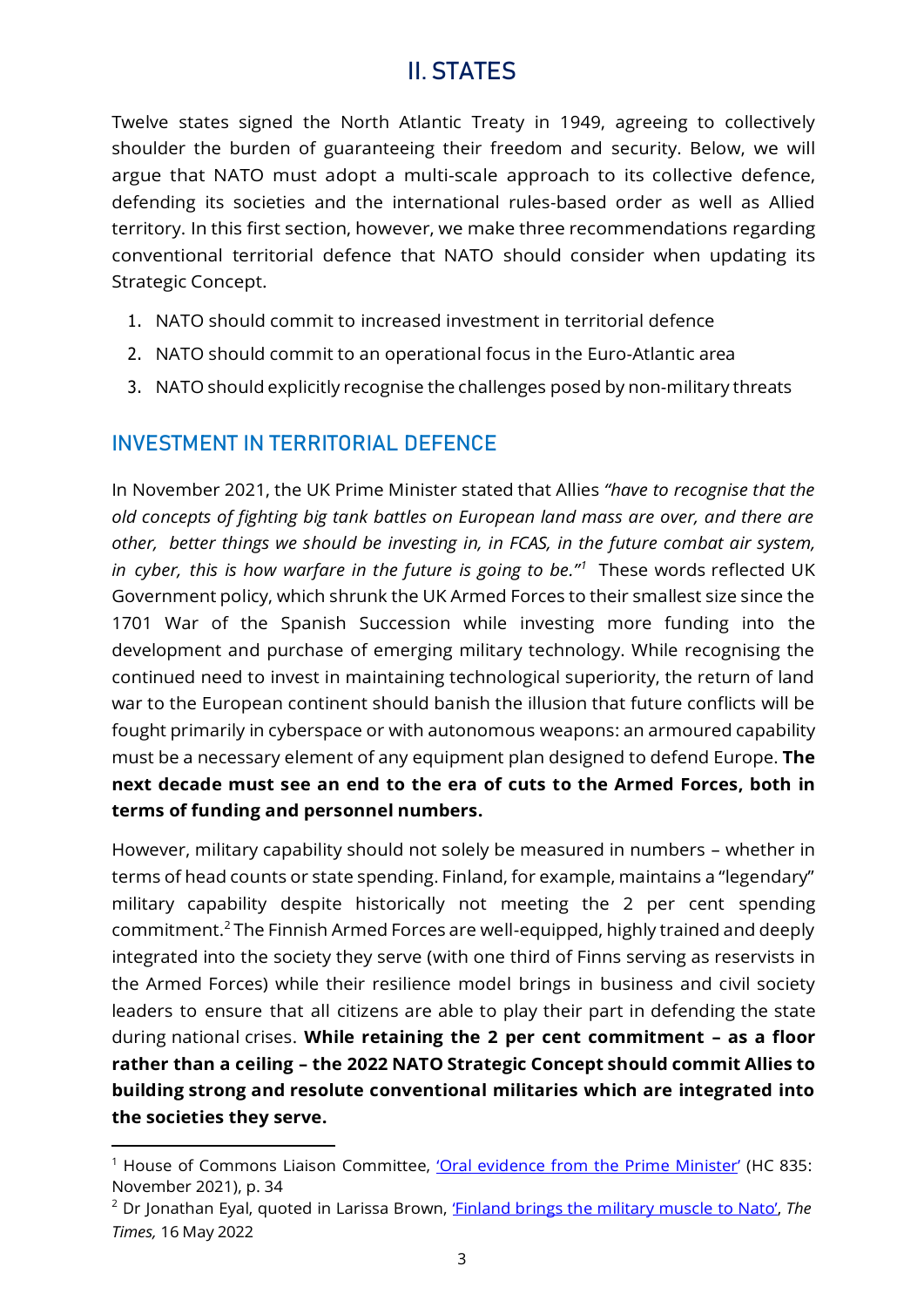# II. STATES

Twelve states signed the North Atlantic Treaty in 1949, agreeing to collectively shoulder the burden of guaranteeing their freedom and security. Below, we will argue that NATO must adopt a multi-scale approach to its collective defence, defending its societies and the international rules-based order as well as Allied territory. In this first section, however, we make three recommendations regarding conventional territorial defence that NATO should consider when updating its Strategic Concept.

1. NATO should commit to increased investment in territorial defence
2. NATO should commit to an operational focus in the Euro-Atlantic area
3. NATO should explicitly recognise the challenges posed by non-military threats

## INVESTMENT IN TERRITORIAL DEFENCE

In November 2021, the UK Prime Minister stated that Allies *"have to recognise that the old concepts of fighting big tank battles on European land mass are over, and there are other, better things we should be investing in, in FCAS, in the future combat air system, in cyber, this is how warfare in the future is going to be."*[1] These words reflected UK Government policy, which shrunk the UK Armed Forces to their smallest size since the 1701 War of the Spanish Succession while investing more funding into the development and purchase of emerging military technology. While recognising the continued need to invest in maintaining technological superiority, the return of land war to the European continent should banish the illusion that future conflicts will be fought primarily in cyberspace or with autonomous weapons: an armoured capability must be a necessary element of any equipment plan designed to defend Europe. **The next decade must see an end to the era of cuts to the Armed Forces, both in terms of funding and personnel numbers.**

However, military capability should not solely be measured in numbers – whether in terms of head counts or state spending. Finland, for example, maintains a "legendary" military capability despite historically not meeting the 2 per cent spending commitment.[2] The Finnish Armed Forces are well-equipped, highly trained and deeply integrated into the society they serve (with one third of Finns serving as reservists in the Armed Forces) while their resilience model brings in business and civil society leaders to ensure that all citizens are able to play their part in defending the state during national crises. **While retaining the 2 per cent commitment – as a floor rather than a ceiling – the 2022 NATO Strategic Concept should commit Allies to building strong and resolute conventional militaries which are integrated into the societies they serve.**

---

[1] House of Commons Liaison Committee, 'Oral evidence from the Prime Minister' (HC 835: November 2021), p. 34

[2] Dr Jonathan Eyal, quoted in Larissa Brown, 'Finland brings the military muscle to Nato', *The Times,* 16 May 2022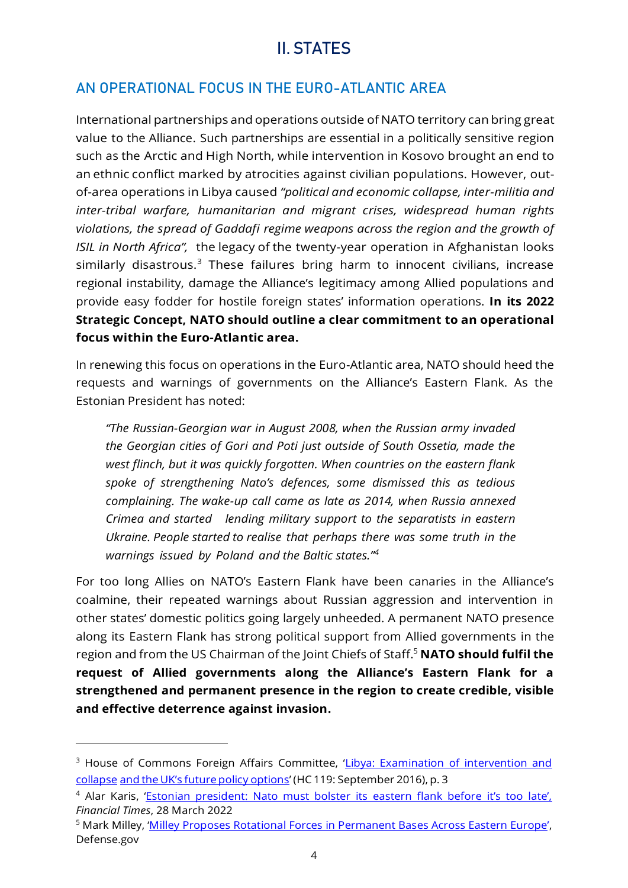# II. STATES

## AN OPERATIONAL FOCUS IN THE EURO-ATLANTIC AREA

International partnerships and operations outside of NATO territory can bring great value to the Alliance. Such partnerships are essential in a politically sensitive region such as the Arctic and High North, while intervention in Kosovo brought an end to an ethnic conflict marked by atrocities against civilian populations. However, out-of-area operations in Libya caused *"political and economic collapse, inter-militia and inter-tribal warfare, humanitarian and migrant crises, widespread human rights violations, the spread of Gaddafi regime weapons across the region and the growth of ISIL in North Africa",* the legacy of the twenty-year operation in Afghanistan looks similarly disastrous.[3] These failures bring harm to innocent civilians, increase regional instability, damage the Alliance's legitimacy among Allied populations and provide easy fodder for hostile foreign states' information operations. **In its 2022 Strategic Concept, NATO should outline a clear commitment to an operational focus within the Euro-Atlantic area.**

In renewing this focus on operations in the Euro-Atlantic area, NATO should heed the requests and warnings of governments on the Alliance's Eastern Flank. As the Estonian President has noted:

> *"The Russian-Georgian war in August 2008, when the Russian army invaded the Georgian cities of Gori and Poti just outside of South Ossetia, made the west flinch, but it was quickly forgotten. When countries on the eastern flank spoke of strengthening Nato's defences, some dismissed this as tedious complaining. The wake-up call came as late as 2014, when Russia annexed Crimea and started lending military support to the separatists in eastern Ukraine. People started to realise that perhaps there was some truth in the warnings issued by Poland and the Baltic states."*[4]

For too long Allies on NATO's Eastern Flank have been canaries in the Alliance's coalmine, their repeated warnings about Russian aggression and intervention in other states' domestic politics going largely unheeded. A permanent NATO presence along its Eastern Flank has strong political support from Allied governments in the region and from the US Chairman of the Joint Chiefs of Staff.[5] **NATO should fulfil the request of Allied governments along the Alliance's Eastern Flank for a strengthened and permanent presence in the region to create credible, visible and effective deterrence against invasion.**

---

[3] House of Commons Foreign Affairs Committee, 'Libya: Examination of intervention and collapse and the UK's future policy options' (HC 119: September 2016), p. 3

[4] Alar Karis, 'Estonian president: Nato must bolster its eastern flank before it's too late', *Financial Times*, 28 March 2022

[5] Mark Milley, 'Milley Proposes Rotational Forces in Permanent Bases Across Eastern Europe', Defense.gov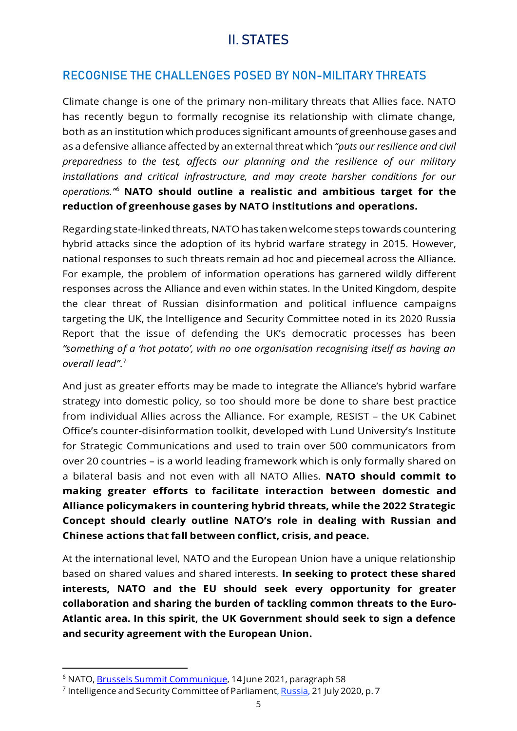# II. STATES

## RECOGNISE THE CHALLENGES POSED BY NON-MILITARY THREATS

Climate change is one of the primary non-military threats that Allies face. NATO has recently begun to formally recognise its relationship with climate change, both as an institution which produces significant amounts of greenhouse gases and as a defensive alliance affected by an external threat which *"puts our resilience and civil preparedness to the test, affects our planning and the resilience of our military installations and critical infrastructure, and may create harsher conditions for our operations."*[6] **NATO should outline a realistic and ambitious target for the reduction of greenhouse gases by NATO institutions and operations.**

Regarding state-linked threats, NATO has taken welcome steps towards countering hybrid attacks since the adoption of its hybrid warfare strategy in 2015. However, national responses to such threats remain ad hoc and piecemeal across the Alliance. For example, the problem of information operations has garnered wildly different responses across the Alliance and even within states. In the United Kingdom, despite the clear threat of Russian disinformation and political influence campaigns targeting the UK, the Intelligence and Security Committee noted in its 2020 Russia Report that the issue of defending the UK's democratic processes has been *"something of a 'hot potato', with no one organisation recognising itself as having an overall lead"*.[7]

And just as greater efforts may be made to integrate the Alliance's hybrid warfare strategy into domestic policy, so too should more be done to share best practice from individual Allies across the Alliance. For example, RESIST – the UK Cabinet Office's counter-disinformation toolkit, developed with Lund University's Institute for Strategic Communications and used to train over 500 communicators from over 20 countries – is a world leading framework which is only formally shared on a bilateral basis and not even with all NATO Allies. **NATO should commit to making greater efforts to facilitate interaction between domestic and Alliance policymakers in countering hybrid threats, while the 2022 Strategic Concept should clearly outline NATO's role in dealing with Russian and Chinese actions that fall between conflict, crisis, and peace.**

At the international level, NATO and the European Union have a unique relationship based on shared values and shared interests. **In seeking to protect these shared interests, NATO and the EU should seek every opportunity for greater collaboration and sharing the burden of tackling common threats to the Euro-Atlantic area. In this spirit, the UK Government should seek to sign a defence and security agreement with the European Union.**

---

[6] NATO, Brussels Summit Communique, 14 June 2021, paragraph 58

[7] Intelligence and Security Committee of Parliament, Russia, 21 July 2020, p. 7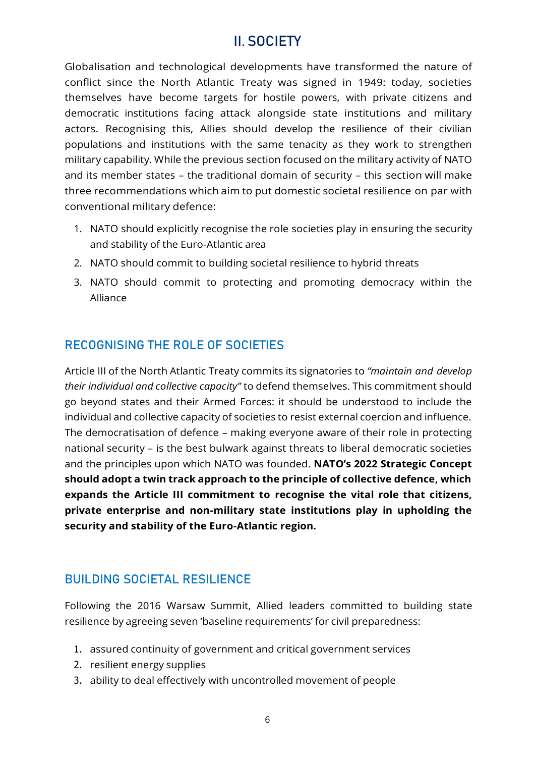## II. SOCIETY

Globalisation and technological developments have transformed the nature of conflict since the North Atlantic Treaty was signed in 1949: today, societies themselves have become targets for hostile powers, with private citizens and democratic institutions facing attack alongside state institutions and military actors. Recognising this, Allies should develop the resilience of their civilian populations and institutions with the same tenacity as they work to strengthen military capability. While the previous section focused on the military activity of NATO and its member states – the traditional domain of security – this section will make three recommendations which aim to put domestic societal resilience on par with conventional military defence:

1. NATO should explicitly recognise the role societies play in ensuring the security and stability of the Euro-Atlantic area
2. NATO should commit to building societal resilience to hybrid threats
3. NATO should commit to protecting and promoting democracy within the Alliance

### RECOGNISING THE ROLE OF SOCIETIES

Article III of the North Atlantic Treaty commits its signatories to *"maintain and develop their individual and collective capacity"* to defend themselves. This commitment should go beyond states and their Armed Forces: it should be understood to include the individual and collective capacity of societies to resist external coercion and influence. The democratisation of defence – making everyone aware of their role in protecting national security – is the best bulwark against threats to liberal democratic societies and the principles upon which NATO was founded. **NATO's 2022 Strategic Concept should adopt a twin track approach to the principle of collective defence, which expands the Article III commitment to recognise the vital role that citizens, private enterprise and non-military state institutions play in upholding the security and stability of the Euro-Atlantic region.**

### BUILDING SOCIETAL RESILIENCE

Following the 2016 Warsaw Summit, Allied leaders committed to building state resilience by agreeing seven 'baseline requirements' for civil preparedness:

1. assured continuity of government and critical government services
2. resilient energy supplies
3. ability to deal effectively with uncontrolled movement of people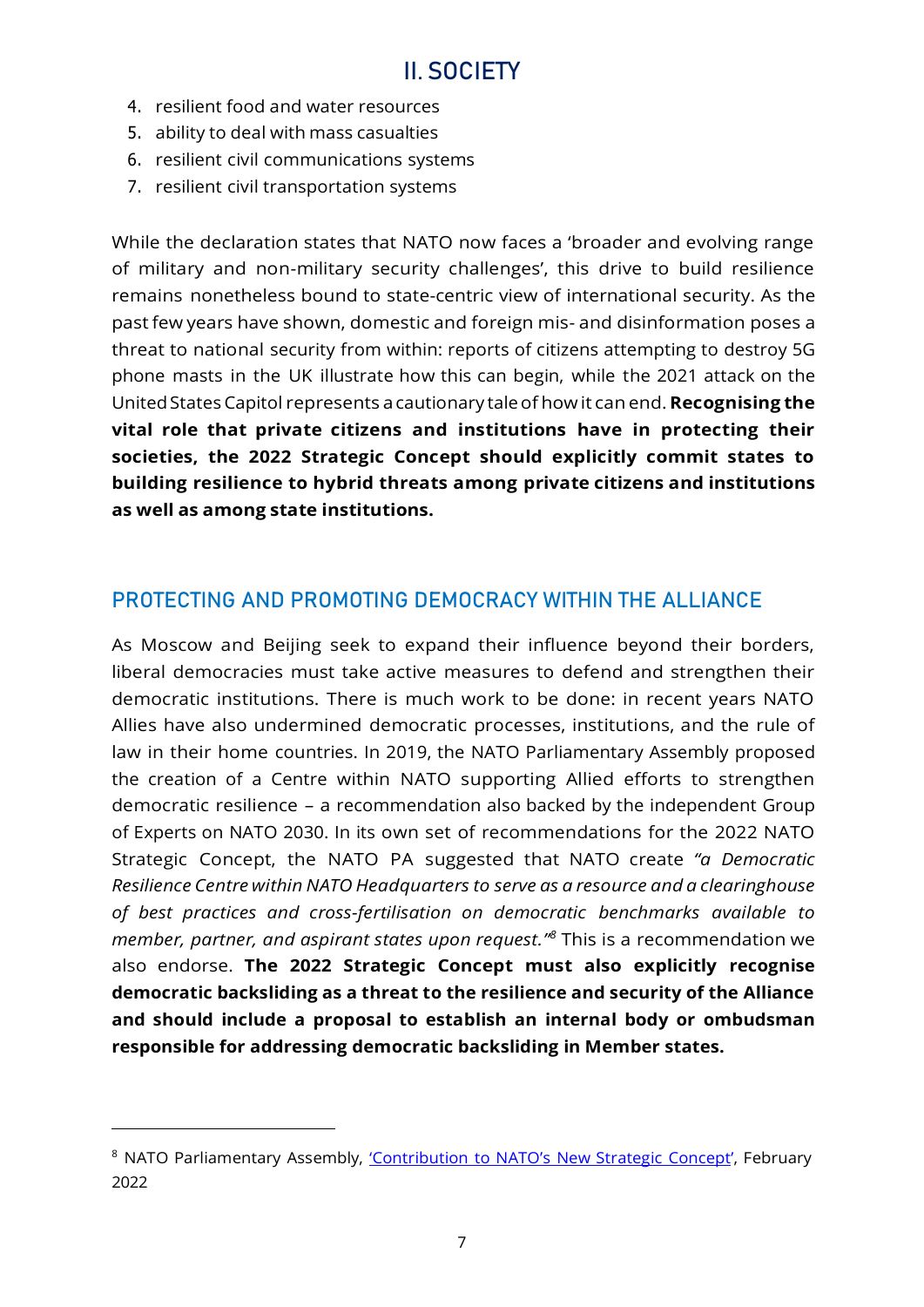## II. SOCIETY

4. resilient food and water resources
5. ability to deal with mass casualties
6. resilient civil communications systems
7. resilient civil transportation systems

While the declaration states that NATO now faces a 'broader and evolving range of military and non-military security challenges', this drive to build resilience remains nonetheless bound to state-centric view of international security. As the past few years have shown, domestic and foreign mis- and disinformation poses a threat to national security from within: reports of citizens attempting to destroy 5G phone masts in the UK illustrate how this can begin, while the 2021 attack on the United States Capitol represents a cautionary tale of how it can end. **Recognising the vital role that private citizens and institutions have in protecting their societies, the 2022 Strategic Concept should explicitly commit states to building resilience to hybrid threats among private citizens and institutions as well as among state institutions.**

### PROTECTING AND PROMOTING DEMOCRACY WITHIN THE ALLIANCE

As Moscow and Beijing seek to expand their influence beyond their borders, liberal democracies must take active measures to defend and strengthen their democratic institutions. There is much work to be done: in recent years NATO Allies have also undermined democratic processes, institutions, and the rule of law in their home countries. In 2019, the NATO Parliamentary Assembly proposed the creation of a Centre within NATO supporting Allied efforts to strengthen democratic resilience – a recommendation also backed by the independent Group of Experts on NATO 2030. In its own set of recommendations for the 2022 NATO Strategic Concept, the NATO PA suggested that NATO create *"a Democratic Resilience Centre within NATO Headquarters to serve as a resource and a clearinghouse of best practices and cross-fertilisation on democratic benchmarks available to member, partner, and aspirant states upon request."*[8] This is a recommendation we also endorse. **The 2022 Strategic Concept must also explicitly recognise democratic backsliding as a threat to the resilience and security of the Alliance and should include a proposal to establish an internal body or ombudsman responsible for addressing democratic backsliding in Member states.**

---

[8] NATO Parliamentary Assembly, 'Contribution to NATO's New Strategic Concept', February 2022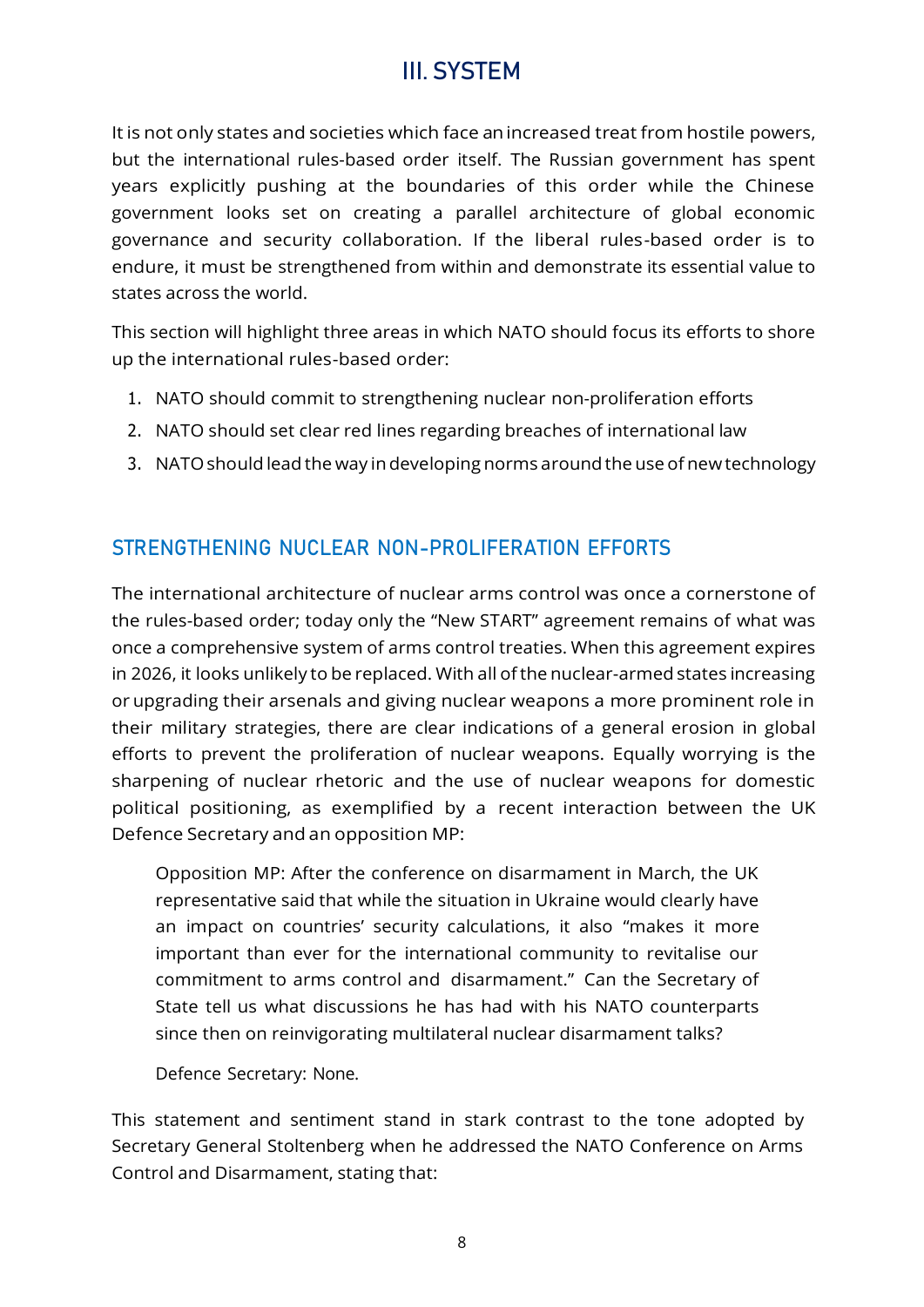# III. SYSTEM

It is not only states and societies which face an increased treat from hostile powers, but the international rules-based order itself. The Russian government has spent years explicitly pushing at the boundaries of this order while the Chinese government looks set on creating a parallel architecture of global economic governance and security collaboration. If the liberal rules-based order is to endure, it must be strengthened from within and demonstrate its essential value to states across the world.

This section will highlight three areas in which NATO should focus its efforts to shore up the international rules-based order:

1. NATO should commit to strengthening nuclear non-proliferation efforts
2. NATO should set clear red lines regarding breaches of international law
3. NATO should lead the way in developing norms around the use of new technology

## STRENGTHENING NUCLEAR NON-PROLIFERATION EFFORTS

The international architecture of nuclear arms control was once a cornerstone of the rules-based order; today only the "New START" agreement remains of what was once a comprehensive system of arms control treaties. When this agreement expires in 2026, it looks unlikely to be replaced. With all of the nuclear-armed states increasing or upgrading their arsenals and giving nuclear weapons a more prominent role in their military strategies, there are clear indications of a general erosion in global efforts to prevent the proliferation of nuclear weapons. Equally worrying is the sharpening of nuclear rhetoric and the use of nuclear weapons for domestic political positioning, as exemplified by a recent interaction between the UK Defence Secretary and an opposition MP:

> Opposition MP: After the conference on disarmament in March, the UK representative said that while the situation in Ukraine would clearly have an impact on countries' security calculations, it also "makes it more important than ever for the international community to revitalise our commitment to arms control and disarmament." Can the Secretary of State tell us what discussions he has had with his NATO counterparts since then on reinvigorating multilateral nuclear disarmament talks?
>
> Defence Secretary: None.

This statement and sentiment stand in stark contrast to the tone adopted by Secretary General Stoltenberg when he addressed the NATO Conference on Arms Control and Disarmament, stating that: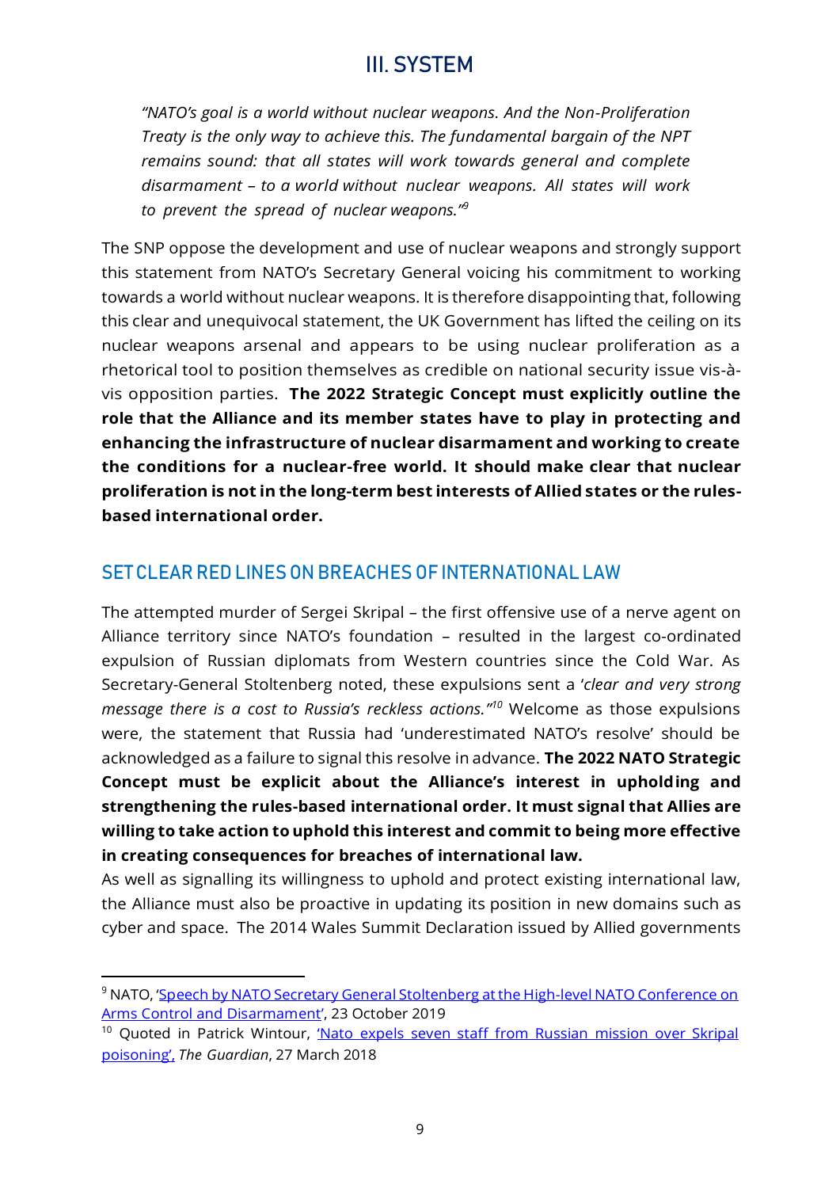## III. SYSTEM

> *"NATO's goal is a world without nuclear weapons. And the Non-Proliferation Treaty is the only way to achieve this. The fundamental bargain of the NPT remains sound: that all states will work towards general and complete disarmament – to a world without nuclear weapons. All states will work to prevent the spread of nuclear weapons."*[9]

The SNP oppose the development and use of nuclear weapons and strongly support this statement from NATO's Secretary General voicing his commitment to working towards a world without nuclear weapons. It is therefore disappointing that, following this clear and unequivocal statement, the UK Government has lifted the ceiling on its nuclear weapons arsenal and appears to be using nuclear proliferation as a rhetorical tool to position themselves as credible on national security issue vis-à-vis opposition parties. **The 2022 Strategic Concept must explicitly outline the role that the Alliance and its member states have to play in protecting and enhancing the infrastructure of nuclear disarmament and working to create the conditions for a nuclear-free world. It should make clear that nuclear proliferation is not in the long-term best interests of Allied states or the rules-based international order.**

### SET CLEAR RED LINES ON BREACHES OF INTERNATIONAL LAW

The attempted murder of Sergei Skripal – the first offensive use of a nerve agent on Alliance territory since NATO's foundation – resulted in the largest co-ordinated expulsion of Russian diplomats from Western countries since the Cold War. As Secretary-General Stoltenberg noted, these expulsions sent a '*clear and very strong message there is a cost to Russia's reckless actions.*"[10] Welcome as those expulsions were, the statement that Russia had 'underestimated NATO's resolve' should be acknowledged as a failure to signal this resolve in advance. **The 2022 NATO Strategic Concept must be explicit about the Alliance's interest in upholding and strengthening the rules-based international order. It must signal that Allies are willing to take action to uphold this interest and commit to being more effective in creating consequences for breaches of international law.**

As well as signalling its willingness to uphold and protect existing international law, the Alliance must also be proactive in updating its position in new domains such as cyber and space. The 2014 Wales Summit Declaration issued by Allied governments

---

[9] NATO, 'Speech by NATO Secretary General Stoltenberg at the High-level NATO Conference on Arms Control and Disarmament', 23 October 2019

[10] Quoted in Patrick Wintour, 'Nato expels seven staff from Russian mission over Skripal poisoning', *The Guardian*, 27 March 2018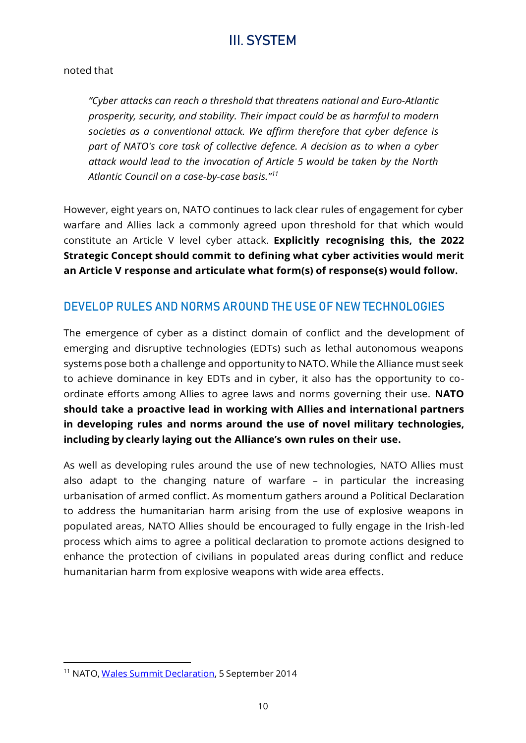noted that

> *"Cyber attacks can reach a threshold that threatens national and Euro-Atlantic prosperity, security, and stability. Their impact could be as harmful to modern societies as a conventional attack. We affirm therefore that cyber defence is part of NATO's core task of collective defence. A decision as to when a cyber attack would lead to the invocation of Article 5 would be taken by the North Atlantic Council on a case-by-case basis."*[11]

However, eight years on, NATO continues to lack clear rules of engagement for cyber warfare and Allies lack a commonly agreed upon threshold for that which would constitute an Article V level cyber attack. **Explicitly recognising this, the 2022 Strategic Concept should commit to defining what cyber activities would merit an Article V response and articulate what form(s) of response(s) would follow.**

## DEVELOP RULES AND NORMS AROUND THE USE OF NEW TECHNOLOGIES

The emergence of cyber as a distinct domain of conflict and the development of emerging and disruptive technologies (EDTs) such as lethal autonomous weapons systems pose both a challenge and opportunity to NATO. While the Alliance must seek to achieve dominance in key EDTs and in cyber, it also has the opportunity to co-ordinate efforts among Allies to agree laws and norms governing their use. **NATO should take a proactive lead in working with Allies and international partners in developing rules and norms around the use of novel military technologies, including by clearly laying out the Alliance's own rules on their use.**

As well as developing rules around the use of new technologies, NATO Allies must also adapt to the changing nature of warfare – in particular the increasing urbanisation of armed conflict. As momentum gathers around a Political Declaration to address the humanitarian harm arising from the use of explosive weapons in populated areas, NATO Allies should be encouraged to fully engage in the Irish-led process which aims to agree a political declaration to promote actions designed to enhance the protection of civilians in populated areas during conflict and reduce humanitarian harm from explosive weapons with wide area effects.

[11] NATO, Wales Summit Declaration, 5 September 2014